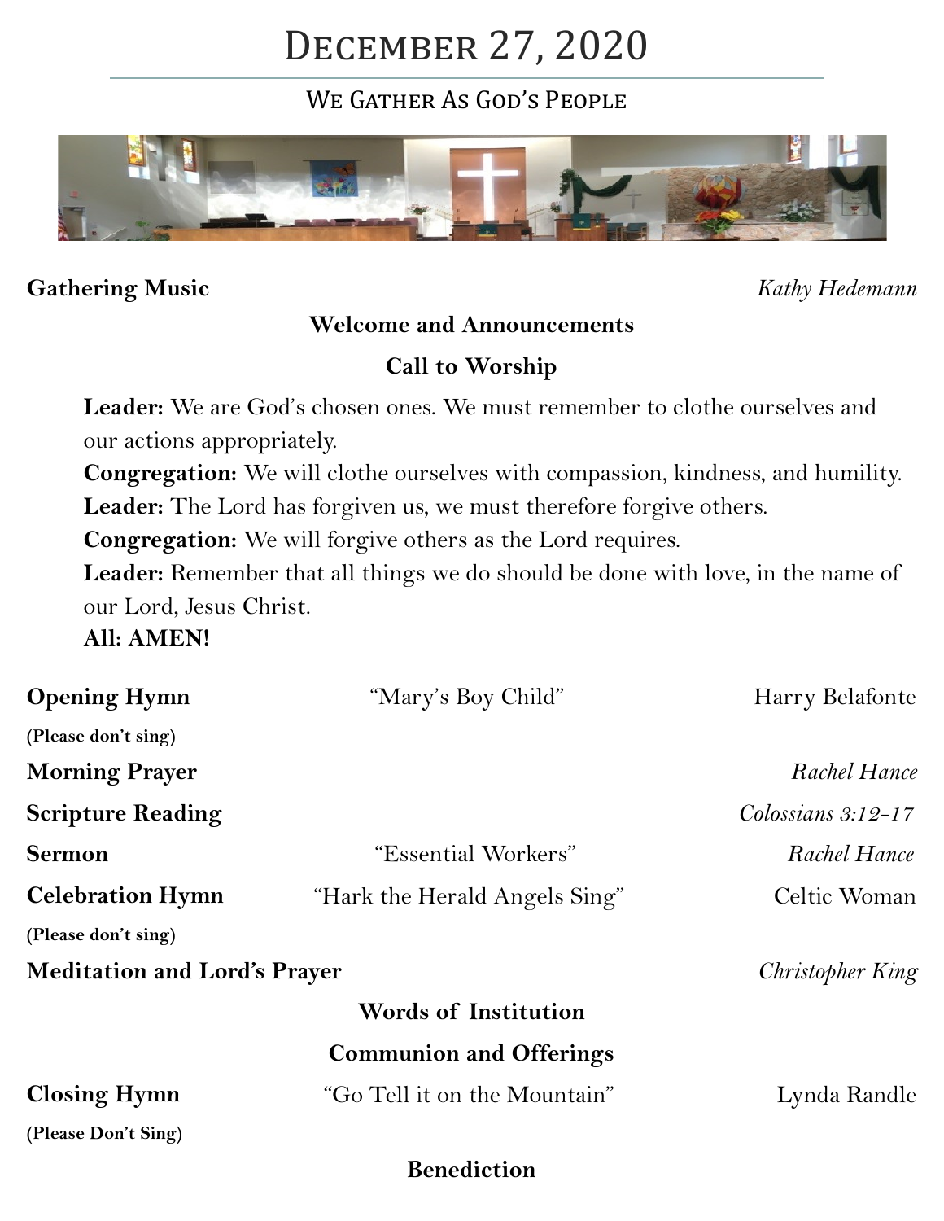# December 27, 2020

## We Gather As God's People

**Gathering Music** *Kathy Hedemann*

**Welcome and Announcements**

**Call to Worship**

**Leader:** We are God's chosen ones. We must remember to clothe ourselves and our actions appropriately.
**Congregation:** We will clothe ourselves with compassion, kindness, and humility.
**Leader:** The Lord has forgiven us, we must therefore forgive others.
**Congregation:** We will forgive others as the Lord requires.
**Leader:** Remember that all things we do should be done with love, in the name of our Lord, Jesus Christ.
**All: AMEN!**

**Opening Hymn** "Mary's Boy Child" Harry Belafonte
**(Please don't sing)**

**Morning Prayer** *Rachel Hance*

**Scripture Reading** *Colossians 3:12-17*

**Sermon** "Essential Workers" *Rachel Hance*

**Celebration Hymn** "Hark the Herald Angels Sing" Celtic Woman
**(Please don't sing)**

**Meditation and Lord's Prayer** *Christopher King*

**Words of Institution**

**Communion and Offerings**

**Closing Hymn** "Go Tell it on the Mountain" Lynda Randle
**(Please Don't Sing)**

**Benediction**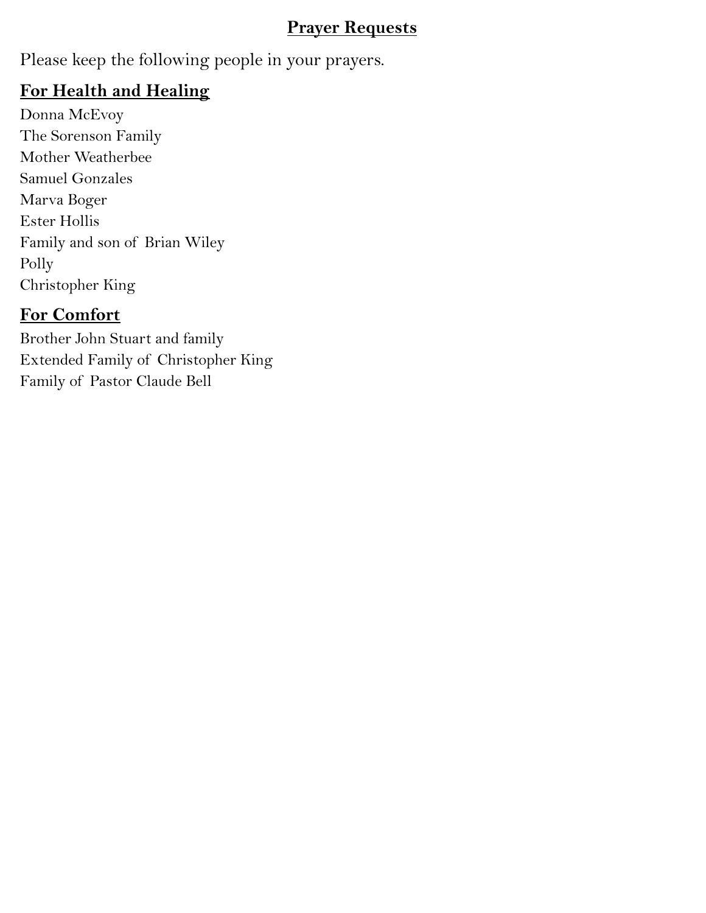## Prayer Requests

Please keep the following people in your prayers.

### For Health and Healing

Donna McEvoy
The Sorenson Family
Mother Weatherbee
Samuel Gonzales
Marva Boger
Ester Hollis
Family and son of Brian Wiley
Polly
Christopher King

### For Comfort

Brother John Stuart and family
Extended Family of Christopher King
Family of Pastor Claude Bell